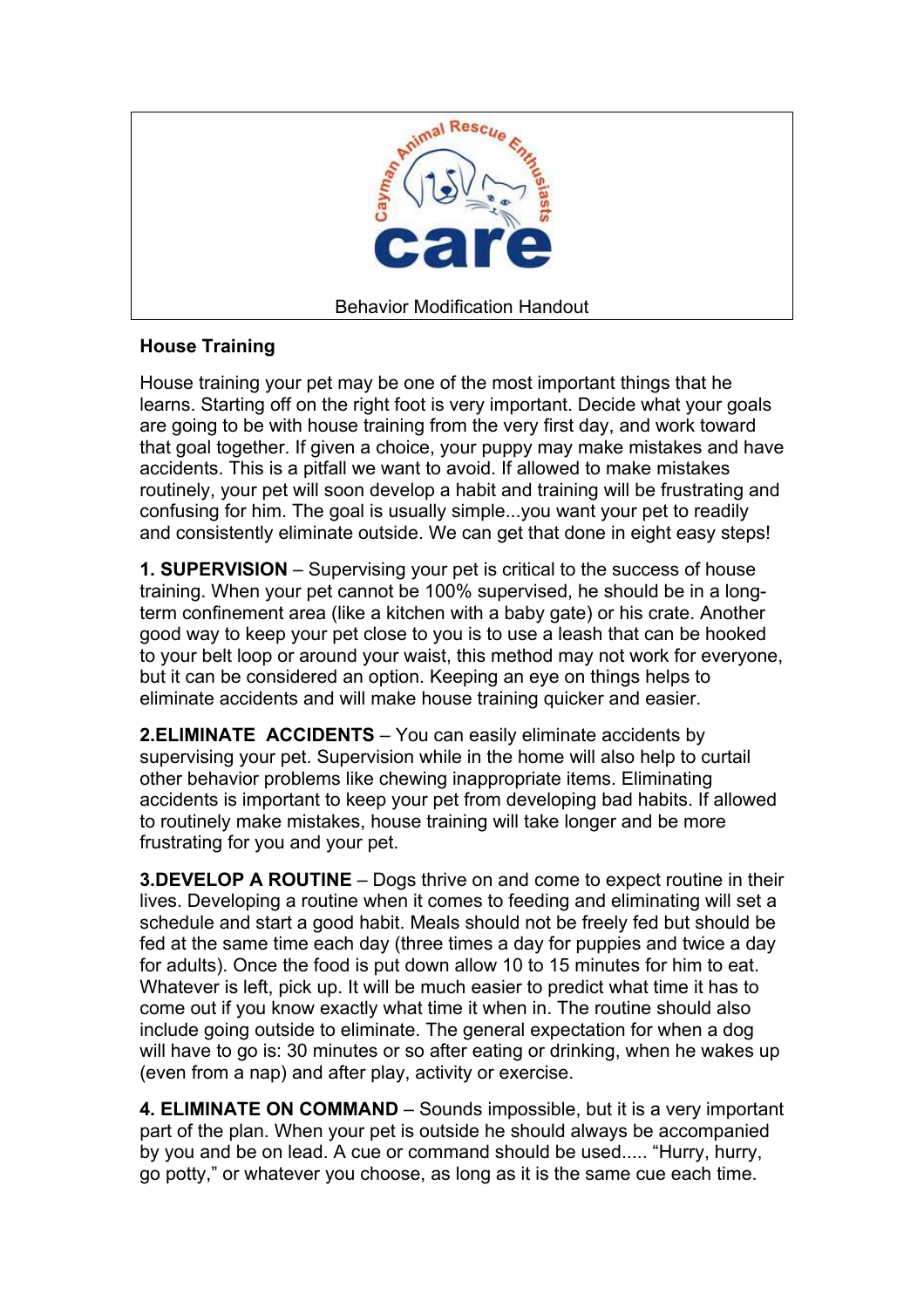Cayman Animal Rescue Enthusiasts

care

Behavior Modification Handout

## House Training

House training your pet may be one of the most important things that he learns. Starting off on the right foot is very important. Decide what your goals are going to be with house training from the very first day, and work toward that goal together. If given a choice, your puppy may make mistakes and have accidents. This is a pitfall we want to avoid. If allowed to make mistakes routinely, your pet will soon develop a habit and training will be frustrating and confusing for him. The goal is usually simple...you want your pet to readily and consistently eliminate outside. We can get that done in eight easy steps!

**1. SUPERVISION** – Supervising your pet is critical to the success of house training. When your pet cannot be 100% supervised, he should be in a long-term confinement area (like a kitchen with a baby gate) or his crate. Another good way to keep your pet close to you is to use a leash that can be hooked to your belt loop or around your waist, this method may not work for everyone, but it can be considered an option. Keeping an eye on things helps to eliminate accidents and will make house training quicker and easier.

**2.ELIMINATE ACCIDENTS** – You can easily eliminate accidents by supervising your pet. Supervision while in the home will also help to curtail other behavior problems like chewing inappropriate items. Eliminating accidents is important to keep your pet from developing bad habits. If allowed to routinely make mistakes, house training will take longer and be more frustrating for you and your pet.

**3.DEVELOP A ROUTINE** – Dogs thrive on and come to expect routine in their lives. Developing a routine when it comes to feeding and eliminating will set a schedule and start a good habit. Meals should not be freely fed but should be fed at the same time each day (three times a day for puppies and twice a day for adults). Once the food is put down allow 10 to 15 minutes for him to eat. Whatever is left, pick up. It will be much easier to predict what time it has to come out if you know exactly what time it when in. The routine should also include going outside to eliminate. The general expectation for when a dog will have to go is: 30 minutes or so after eating or drinking, when he wakes up (even from a nap) and after play, activity or exercise.

**4. ELIMINATE ON COMMAND** – Sounds impossible, but it is a very important part of the plan. When your pet is outside he should always be accompanied by you and be on lead. A cue or command should be used..... "Hurry, hurry, go potty," or whatever you choose, as long as it is the same cue each time.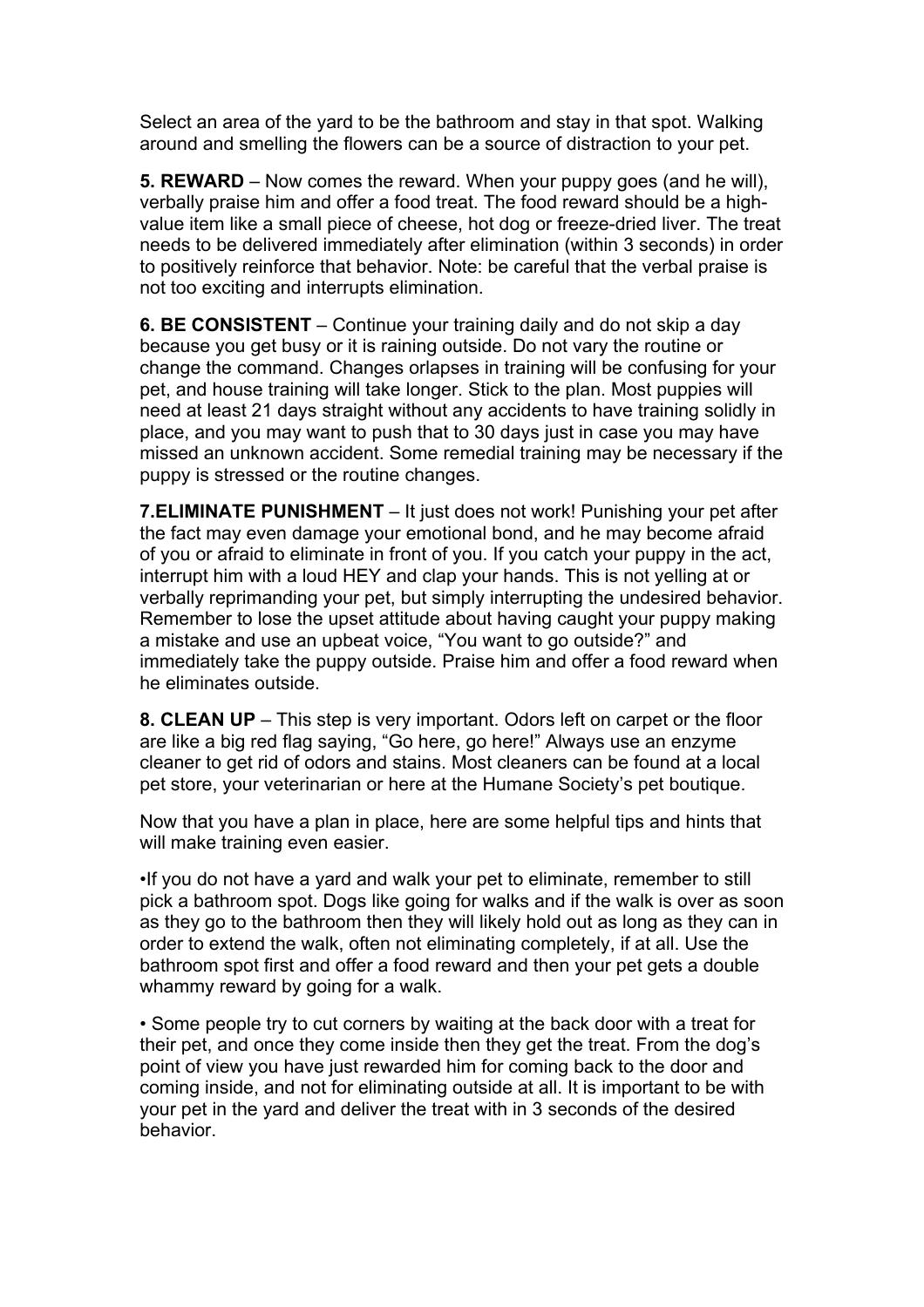Select an area of the yard to be the bathroom and stay in that spot. Walking around and smelling the flowers can be a source of distraction to your pet.

**5. REWARD** – Now comes the reward. When your puppy goes (and he will), verbally praise him and offer a food treat. The food reward should be a high-value item like a small piece of cheese, hot dog or freeze-dried liver. The treat needs to be delivered immediately after elimination (within 3 seconds) in order to positively reinforce that behavior. Note: be careful that the verbal praise is not too exciting and interrupts elimination.

**6. BE CONSISTENT** – Continue your training daily and do not skip a day because you get busy or it is raining outside. Do not vary the routine or change the command. Changes orlapses in training will be confusing for your pet, and house training will take longer. Stick to the plan. Most puppies will need at least 21 days straight without any accidents to have training solidly in place, and you may want to push that to 30 days just in case you may have missed an unknown accident. Some remedial training may be necessary if the puppy is stressed or the routine changes.

**7.ELIMINATE PUNISHMENT** – It just does not work! Punishing your pet after the fact may even damage your emotional bond, and he may become afraid of you or afraid to eliminate in front of you. If you catch your puppy in the act, interrupt him with a loud HEY and clap your hands. This is not yelling at or verbally reprimanding your pet, but simply interrupting the undesired behavior. Remember to lose the upset attitude about having caught your puppy making a mistake and use an upbeat voice, "You want to go outside?" and immediately take the puppy outside. Praise him and offer a food reward when he eliminates outside.

**8. CLEAN UP** – This step is very important. Odors left on carpet or the floor are like a big red flag saying, "Go here, go here!" Always use an enzyme cleaner to get rid of odors and stains. Most cleaners can be found at a local pet store, your veterinarian or here at the Humane Society's pet boutique.

Now that you have a plan in place, here are some helpful tips and hints that will make training even easier.

- If you do not have a yard and walk your pet to eliminate, remember to still pick a bathroom spot. Dogs like going for walks and if the walk is over as soon as they go to the bathroom then they will likely hold out as long as they can in order to extend the walk, often not eliminating completely, if at all. Use the bathroom spot first and offer a food reward and then your pet gets a double whammy reward by going for a walk.

- Some people try to cut corners by waiting at the back door with a treat for their pet, and once they come inside then they get the treat. From the dog's point of view you have just rewarded him for coming back to the door and coming inside, and not for eliminating outside at all. It is important to be with your pet in the yard and deliver the treat with in 3 seconds of the desired behavior.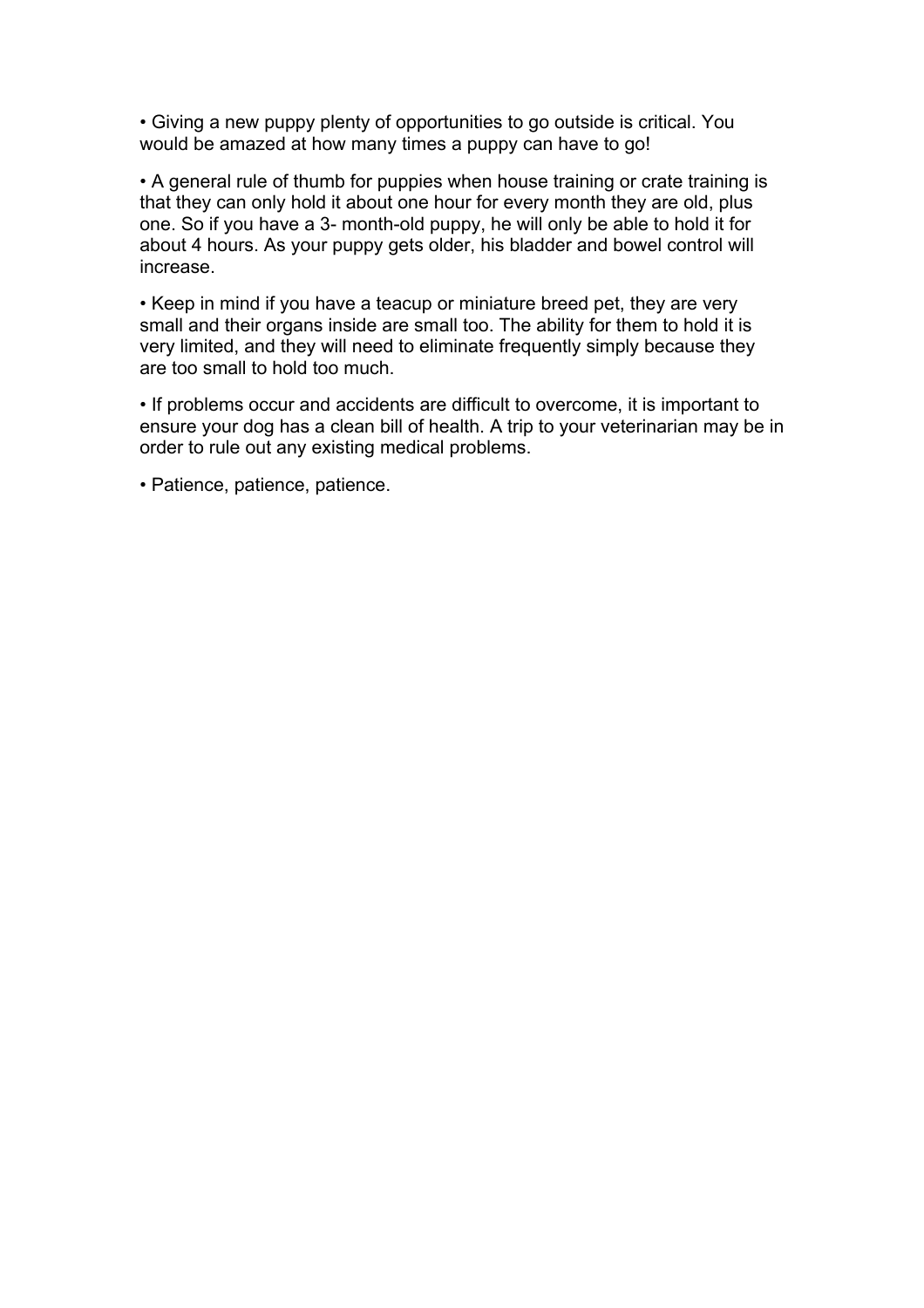- Giving a new puppy plenty of opportunities to go outside is critical. You would be amazed at how many times a puppy can have to go!

- A general rule of thumb for puppies when house training or crate training is that they can only hold it about one hour for every month they are old, plus one. So if you have a 3- month-old puppy, he will only be able to hold it for about 4 hours. As your puppy gets older, his bladder and bowel control will increase.

- Keep in mind if you have a teacup or miniature breed pet, they are very small and their organs inside are small too. The ability for them to hold it is very limited, and they will need to eliminate frequently simply because they are too small to hold too much.

- If problems occur and accidents are difficult to overcome, it is important to ensure your dog has a clean bill of health. A trip to your veterinarian may be in order to rule out any existing medical problems.

- Patience, patience, patience.